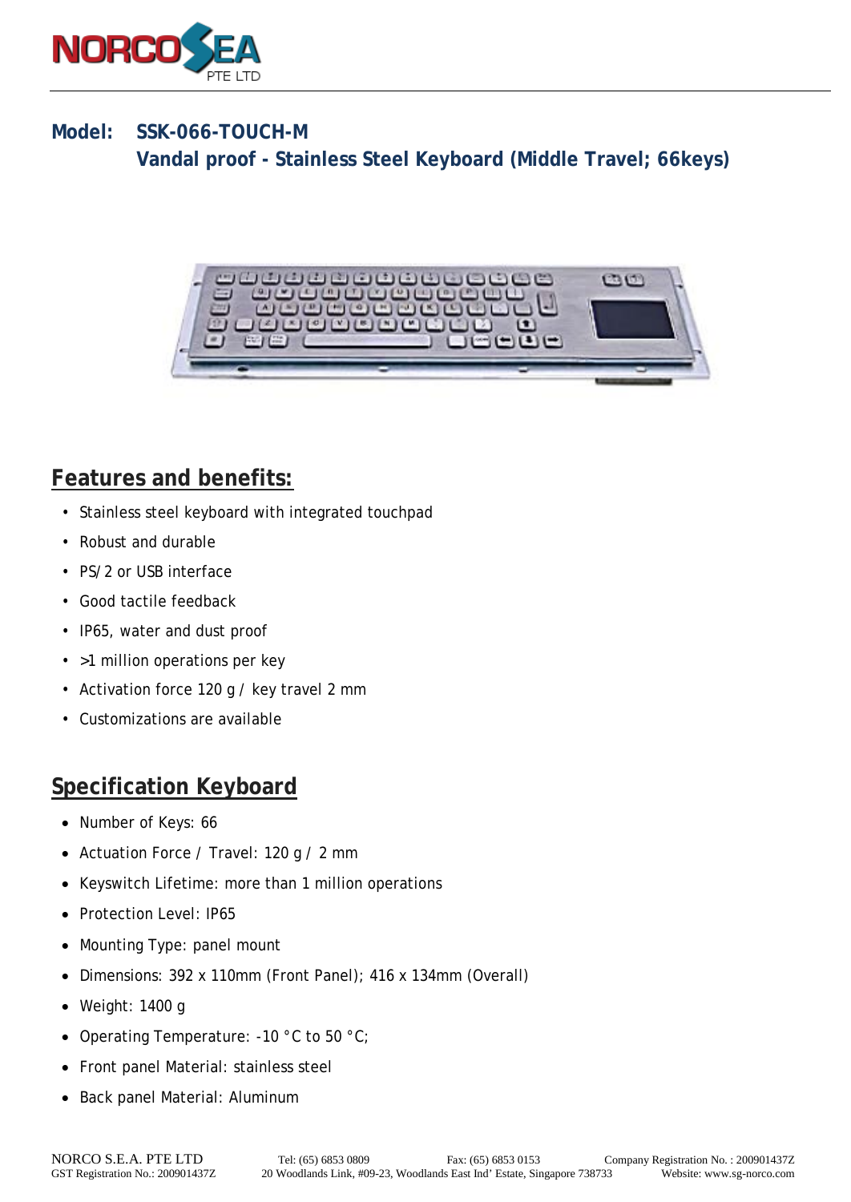**Model: SSK-066-TOUCH-M**
**Vandal proof - Stainless Steel Keyboard (Middle Travel; 66keys)**

## Features and benefits:

- Stainless steel keyboard with integrated touchpad
- Robust and durable
- PS/2 or USB interface
- Good tactile feedback
- IP65, water and dust proof
- >1 million operations per key
- Activation force 120 g / key travel 2 mm
- Customizations are available

## Specification Keyboard

- Number of Keys: 66
- Actuation Force / Travel: 120 g / 2 mm
- Keyswitch Lifetime: more than 1 million operations
- Protection Level: IP65
- Mounting Type: panel mount
- Dimensions: 392 x 110mm (Front Panel); 416 x 134mm (Overall)
- Weight: 1400 g
- Operating Temperature: -10 °C to 50 °C;
- Front panel Material: stainless steel
- Back panel Material: Aluminum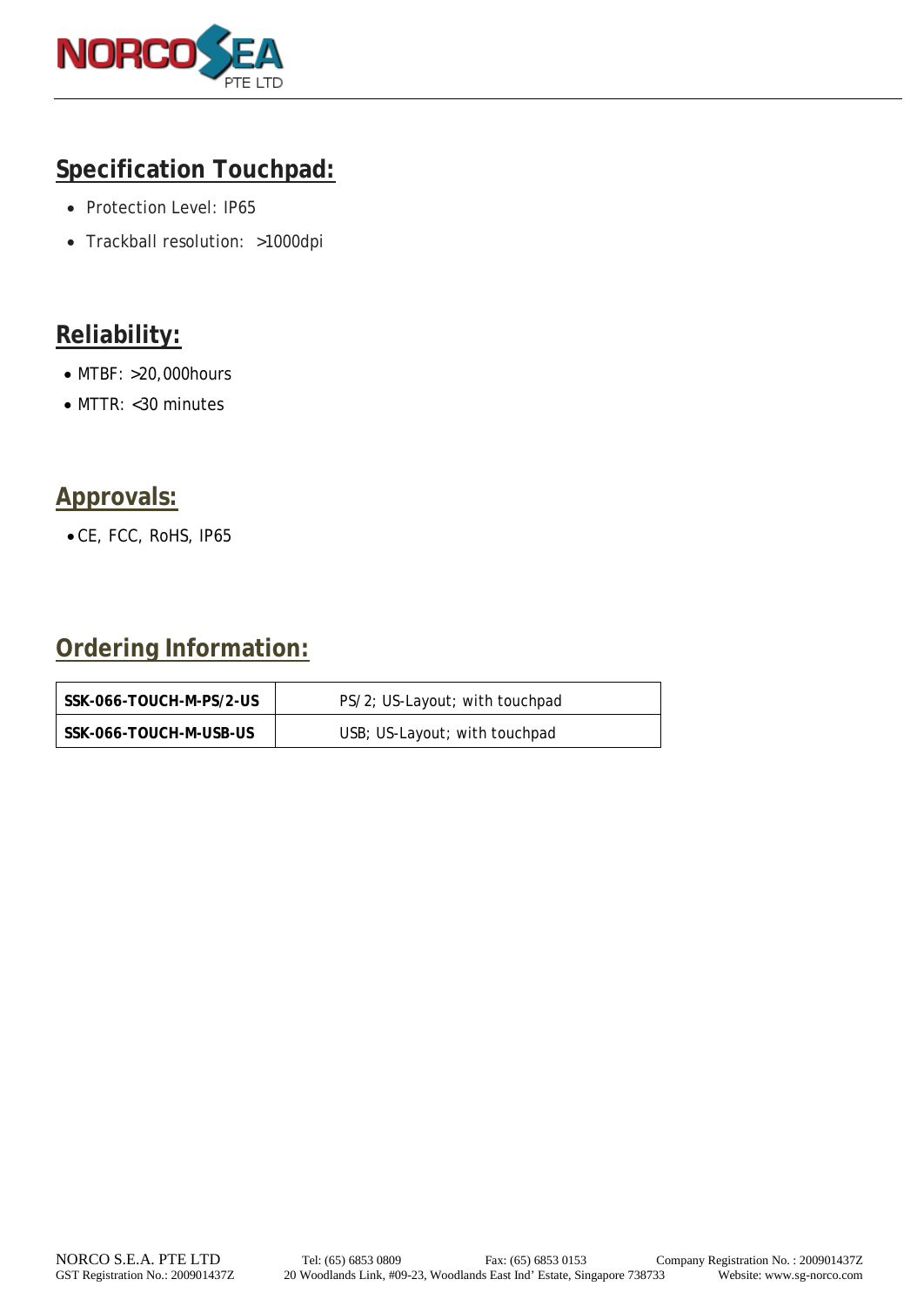## Specification Touchpad:

- Protection Level: IP65
- Trackball resolution: >1000dpi

## Reliability:

- MTBF: >20,000hours
- MTTR: <30 minutes

## Approvals:

- CE, FCC, RoHS, IP65

## Ordering Information:

| | |
|---|---|
| **SSK-066-TOUCH-M-PS/2-US** | PS/2; US-Layout; with touchpad |
| **SSK-066-TOUCH-M-USB-US** | USB; US-Layout; with touchpad |